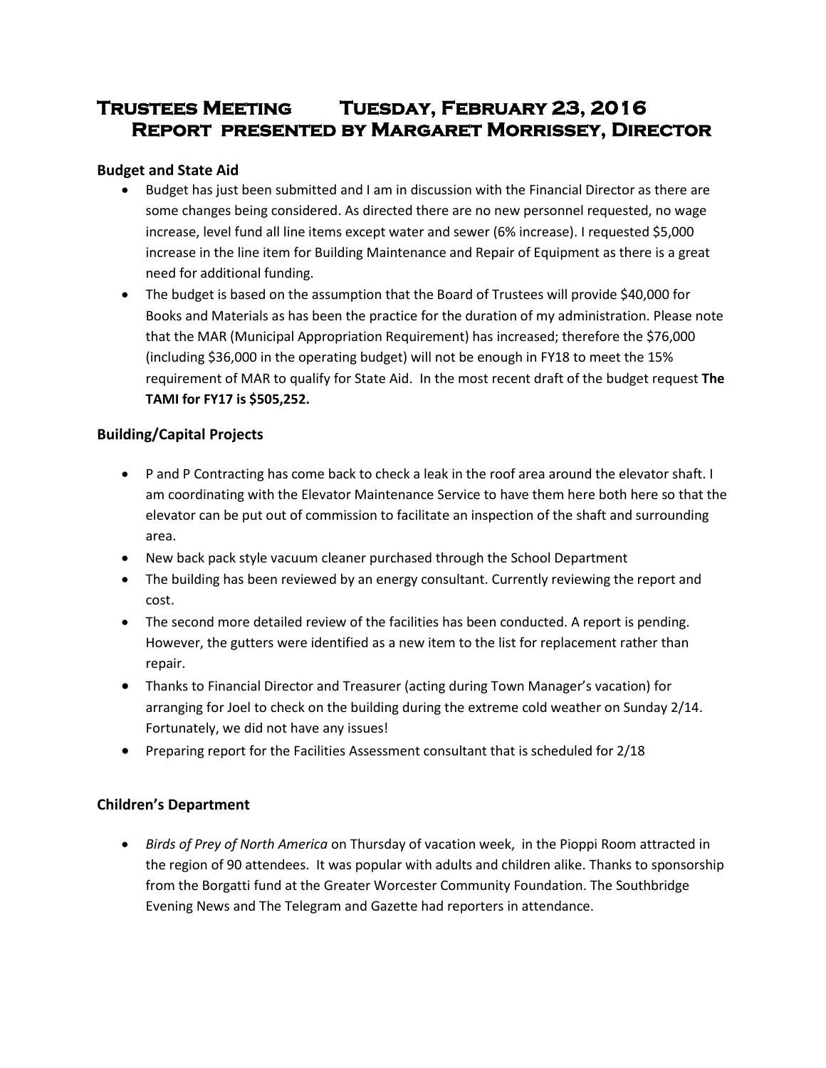# Trustees Meeting Tuesday, February 23, 2016
# Report presented by Margaret Morrissey, Director

### Budget and State Aid

- Budget has just been submitted and I am in discussion with the Financial Director as there are some changes being considered. As directed there are no new personnel requested, no wage increase, level fund all line items except water and sewer (6% increase). I requested $5,000 increase in the line item for Building Maintenance and Repair of Equipment as there is a great need for additional funding.
- The budget is based on the assumption that the Board of Trustees will provide $40,000 for Books and Materials as has been the practice for the duration of my administration. Please note that the MAR (Municipal Appropriation Requirement) has increased; therefore the $76,000 (including $36,000 in the operating budget) will not be enough in FY18 to meet the 15% requirement of MAR to qualify for State Aid. In the most recent draft of the budget request **The TAMI for FY17 is $505,252.**

### Building/Capital Projects

- P and P Contracting has come back to check a leak in the roof area around the elevator shaft. I am coordinating with the Elevator Maintenance Service to have them here both here so that the elevator can be put out of commission to facilitate an inspection of the shaft and surrounding area.
- New back pack style vacuum cleaner purchased through the School Department
- The building has been reviewed by an energy consultant. Currently reviewing the report and cost.
- The second more detailed review of the facilities has been conducted. A report is pending. However, the gutters were identified as a new item to the list for replacement rather than repair.
- Thanks to Financial Director and Treasurer (acting during Town Manager's vacation) for arranging for Joel to check on the building during the extreme cold weather on Sunday 2/14. Fortunately, we did not have any issues!
- Preparing report for the Facilities Assessment consultant that is scheduled for 2/18

### Children's Department

- *Birds of Prey of North America* on Thursday of vacation week, in the Pioppi Room attracted in the region of 90 attendees. It was popular with adults and children alike. Thanks to sponsorship from the Borgatti fund at the Greater Worcester Community Foundation. The Southbridge Evening News and The Telegram and Gazette had reporters in attendance.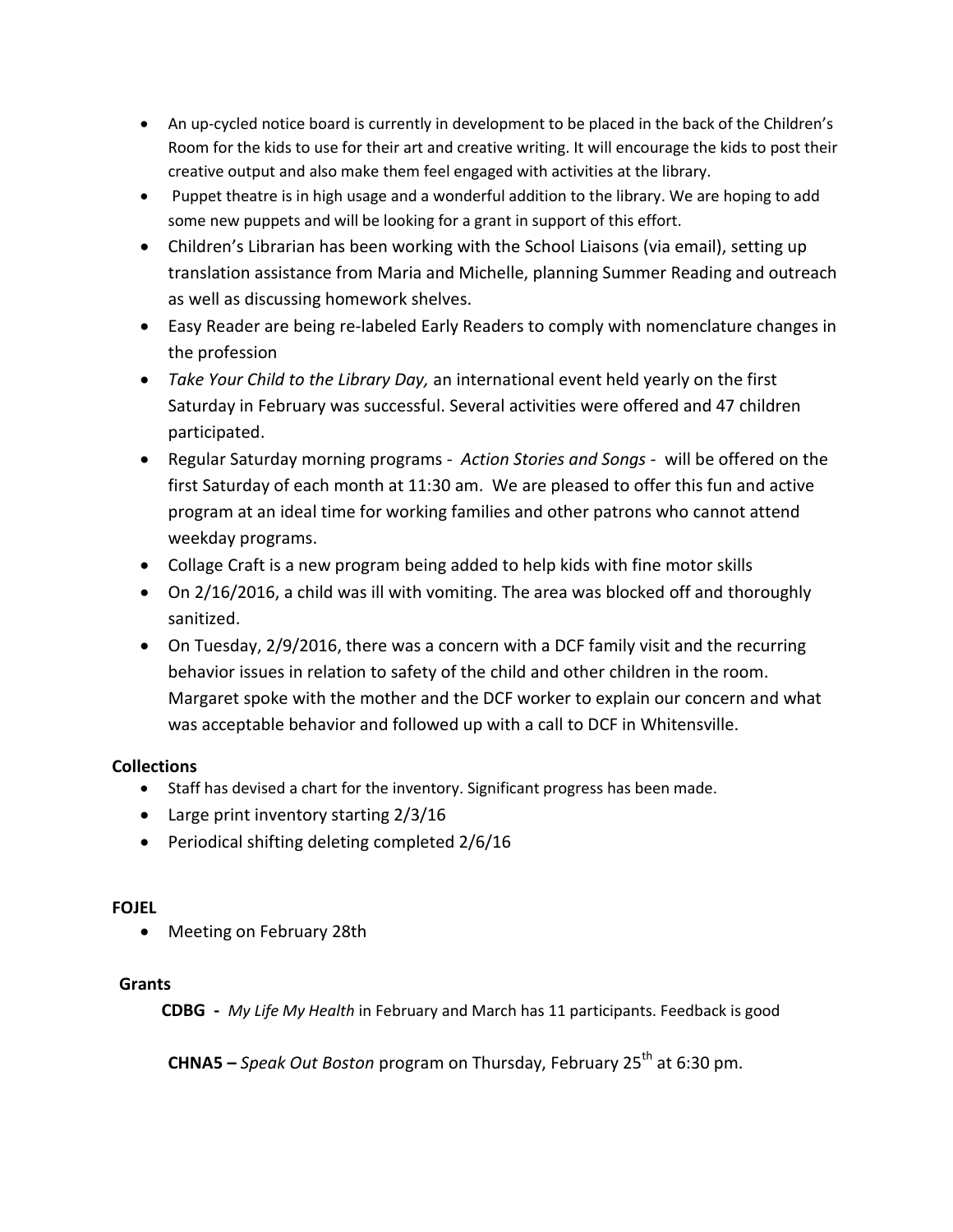- An up-cycled notice board is currently in development to be placed in the back of the Children's Room for the kids to use for their art and creative writing. It will encourage the kids to post their creative output and also make them feel engaged with activities at the library.
- Puppet theatre is in high usage and a wonderful addition to the library. We are hoping to add some new puppets and will be looking for a grant in support of this effort.
- Children's Librarian has been working with the School Liaisons (via email), setting up translation assistance from Maria and Michelle, planning Summer Reading and outreach as well as discussing homework shelves.
- Easy Reader are being re-labeled Early Readers to comply with nomenclature changes in the profession
- *Take Your Child to the Library Day,* an international event held yearly on the first Saturday in February was successful. Several activities were offered and 47 children participated.
- Regular Saturday morning programs - *Action Stories and Songs* - will be offered on the first Saturday of each month at 11:30 am. We are pleased to offer this fun and active program at an ideal time for working families and other patrons who cannot attend weekday programs.
- Collage Craft is a new program being added to help kids with fine motor skills
- On 2/16/2016, a child was ill with vomiting. The area was blocked off and thoroughly sanitized.
- On Tuesday, 2/9/2016, there was a concern with a DCF family visit and the recurring behavior issues in relation to safety of the child and other children in the room. Margaret spoke with the mother and the DCF worker to explain our concern and what was acceptable behavior and followed up with a call to DCF in Whitensville.

**Collections**

- Staff has devised a chart for the inventory. Significant progress has been made.
- Large print inventory starting 2/3/16
- Periodical shifting deleting completed 2/6/16

**FOJEL**

- Meeting on February 28th

**Grants**

**CDBG -** *My Life My Health* in February and March has 11 participants. Feedback is good

**CHNA5 –** *Speak Out Boston* program on Thursday, February 25th at 6:30 pm.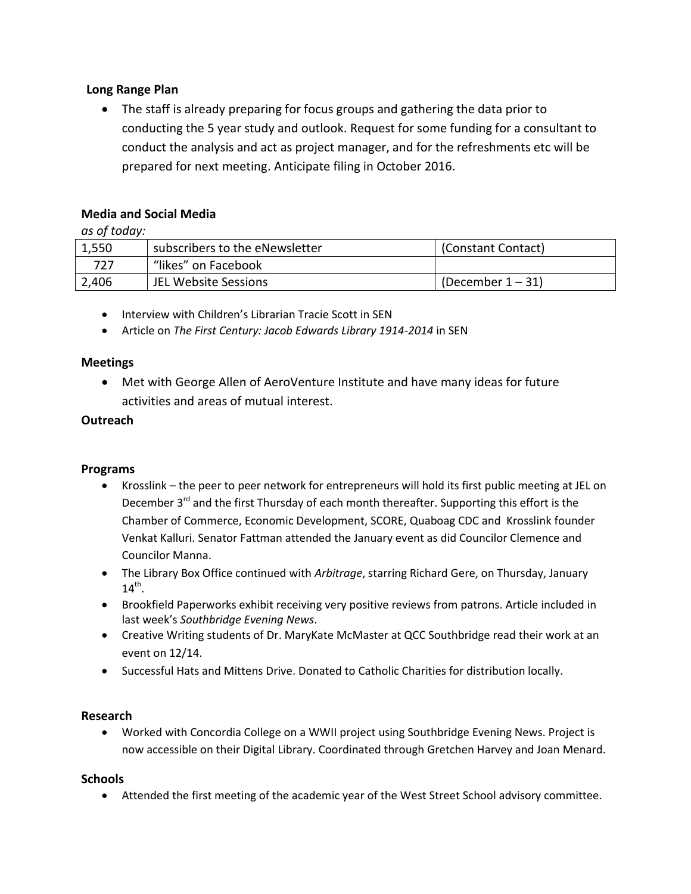## Long Range Plan

- The staff is already preparing for focus groups and gathering the data prior to conducting the 5 year study and outlook. Request for some funding for a consultant to conduct the analysis and act as project manager, and for the refreshments etc will be prepared for next meeting. Anticipate filing in October 2016.

## Media and Social Media

*as of today:*

| | | |
|---|---|---|
| 1,550 | subscribers to the eNewsletter | (Constant Contact) |
| 727 | "likes" on Facebook | |
| 2,406 | JEL Website Sessions | (December 1 – 31) |

- Interview with Children's Librarian Tracie Scott in SEN
- Article on *The First Century: Jacob Edwards Library 1914-2014* in SEN

## Meetings

- Met with George Allen of AeroVenture Institute and have many ideas for future activities and areas of mutual interest.

## Outreach

## Programs

- Krosslink – the peer to peer network for entrepreneurs will hold its first public meeting at JEL on December 3rd and the first Thursday of each month thereafter. Supporting this effort is the Chamber of Commerce, Economic Development, SCORE, Quaboag CDC and Krosslink founder Venkat Kalluri. Senator Fattman attended the January event as did Councilor Clemence and Councilor Manna.
- The Library Box Office continued with *Arbitrage*, starring Richard Gere, on Thursday, January 14th.
- Brookfield Paperworks exhibit receiving very positive reviews from patrons. Article included in last week's *Southbridge Evening News*.
- Creative Writing students of Dr. MaryKate McMaster at QCC Southbridge read their work at an event on 12/14.
- Successful Hats and Mittens Drive. Donated to Catholic Charities for distribution locally.

## Research

- Worked with Concordia College on a WWII project using Southbridge Evening News. Project is now accessible on their Digital Library. Coordinated through Gretchen Harvey and Joan Menard.

## Schools

- Attended the first meeting of the academic year of the West Street School advisory committee.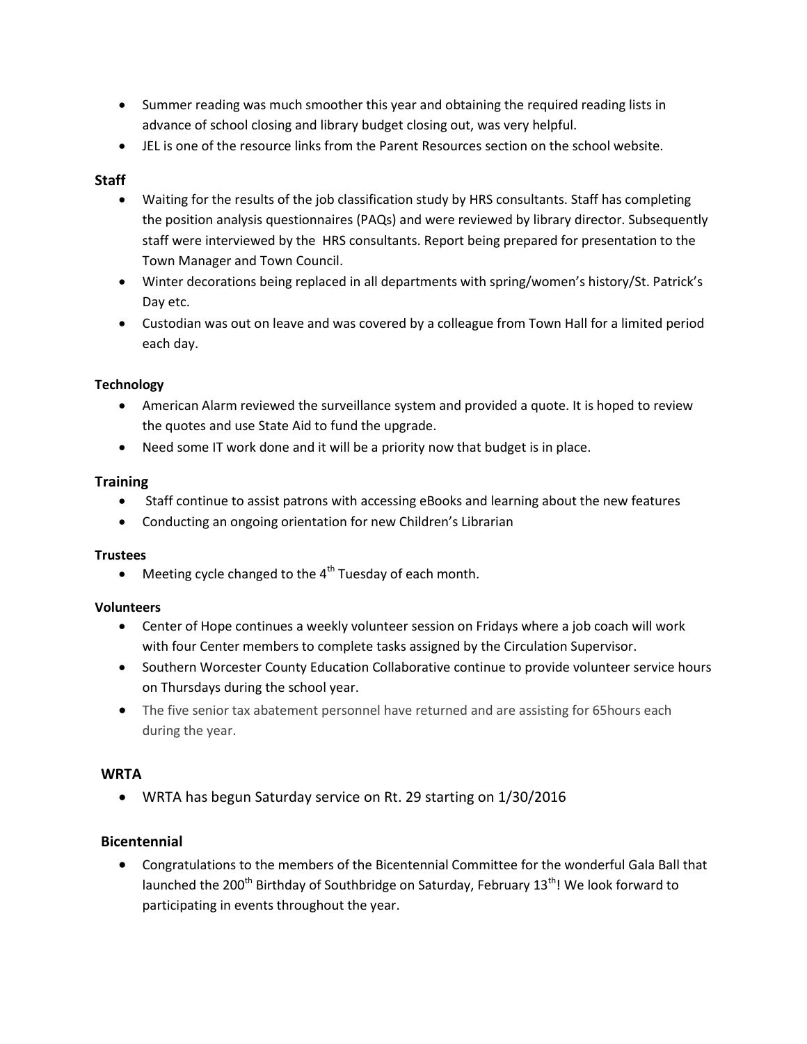- Summer reading was much smoother this year and obtaining the required reading lists in advance of school closing and library budget closing out, was very helpful.
- JEL is one of the resource links from the Parent Resources section on the school website.

### Staff

- Waiting for the results of the job classification study by HRS consultants. Staff has completing the position analysis questionnaires (PAQs) and were reviewed by library director. Subsequently staff were interviewed by the HRS consultants. Report being prepared for presentation to the Town Manager and Town Council.
- Winter decorations being replaced in all departments with spring/women's history/St. Patrick's Day etc.
- Custodian was out on leave and was covered by a colleague from Town Hall for a limited period each day.

#### Technology

- American Alarm reviewed the surveillance system and provided a quote. It is hoped to review the quotes and use State Aid to fund the upgrade.
- Need some IT work done and it will be a priority now that budget is in place.

### Training

- Staff continue to assist patrons with accessing eBooks and learning about the new features
- Conducting an ongoing orientation for new Children's Librarian

#### Trustees

- Meeting cycle changed to the 4th Tuesday of each month.

#### Volunteers

- Center of Hope continues a weekly volunteer session on Fridays where a job coach will work with four Center members to complete tasks assigned by the Circulation Supervisor.
- Southern Worcester County Education Collaborative continue to provide volunteer service hours on Thursdays during the school year.
- The five senior tax abatement personnel have returned and are assisting for 65hours each during the year.

### WRTA

- WRTA has begun Saturday service on Rt. 29 starting on 1/30/2016

### Bicentennial

- Congratulations to the members of the Bicentennial Committee for the wonderful Gala Ball that launched the 200th Birthday of Southbridge on Saturday, February 13th! We look forward to participating in events throughout the year.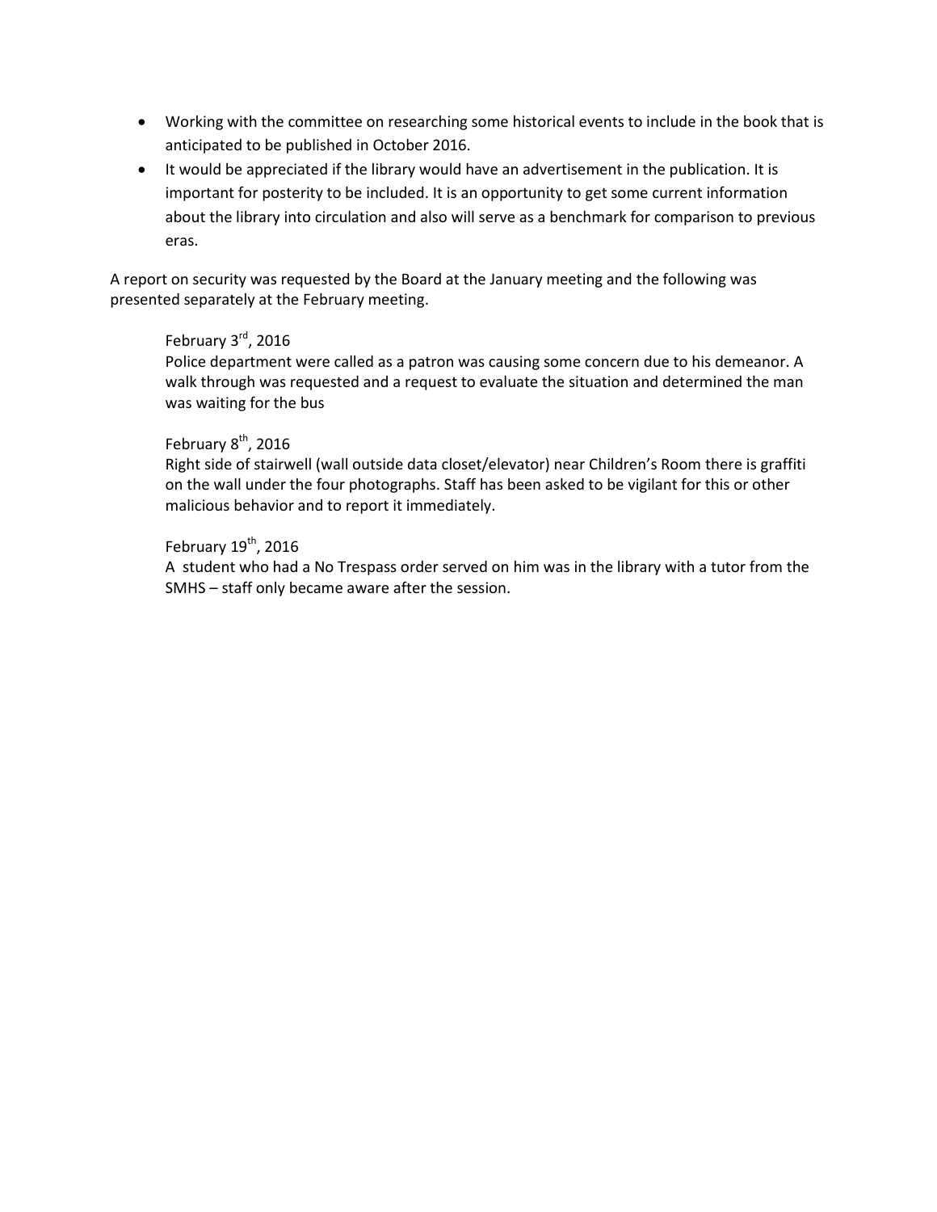- Working with the committee on researching some historical events to include in the book that is anticipated to be published in October 2016.
- It would be appreciated if the library would have an advertisement in the publication. It is important for posterity to be included. It is an opportunity to get some current information about the library into circulation and also will serve as a benchmark for comparison to previous eras.

A report on security was requested by the Board at the January meeting and the following was presented separately at the February meeting.

February 3rd, 2016
Police department were called as a patron was causing some concern due to his demeanor. A walk through was requested and a request to evaluate the situation and determined the man was waiting for the bus

February 8th, 2016
Right side of stairwell (wall outside data closet/elevator) near Children's Room there is graffiti on the wall under the four photographs. Staff has been asked to be vigilant for this or other malicious behavior and to report it immediately.

February 19th, 2016
A student who had a No Trespass order served on him was in the library with a tutor from the SMHS – staff only became aware after the session.